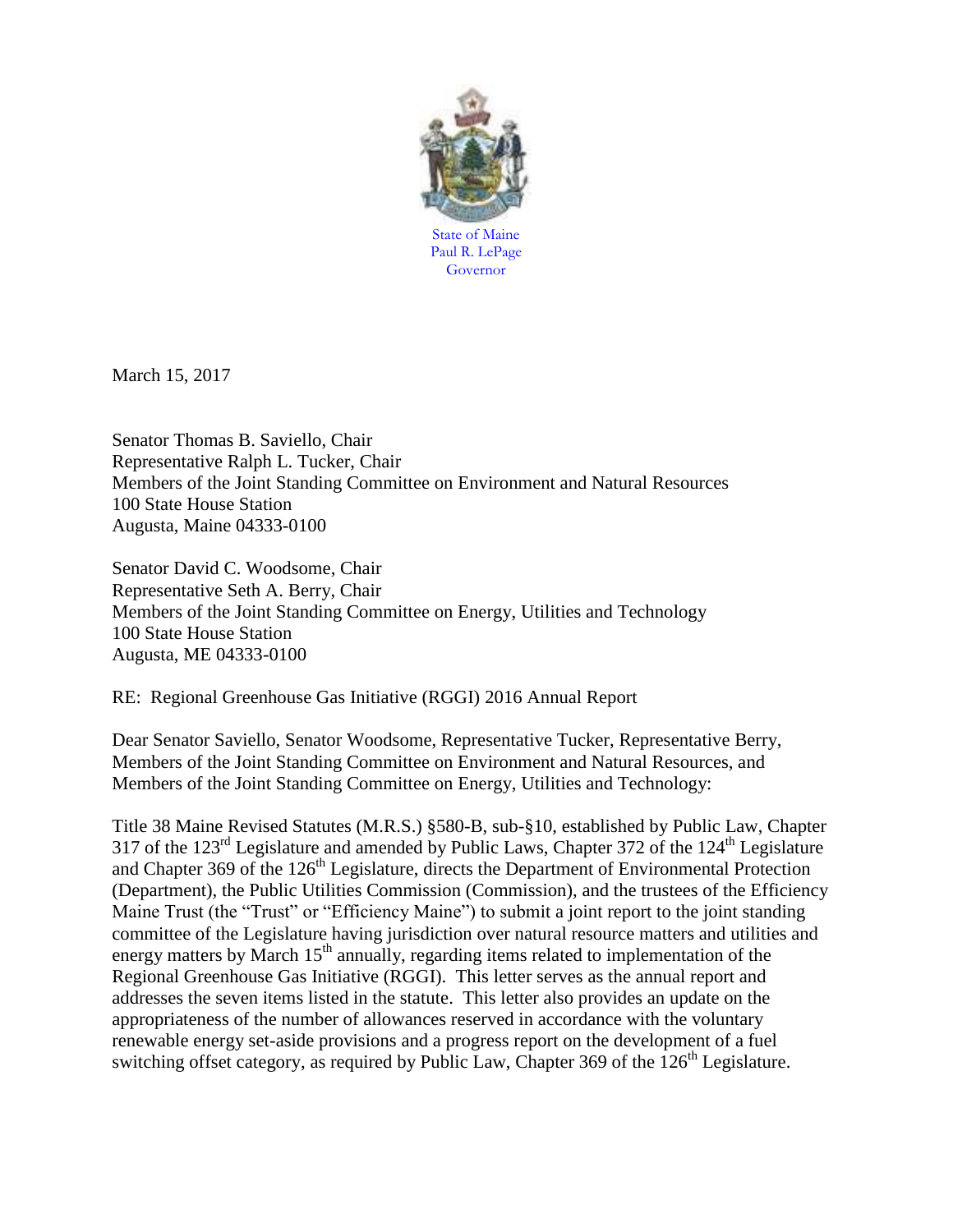State of Maine
Paul R. LePage
Governor

March 15, 2017

Senator Thomas B. Saviello, Chair
Representative Ralph L. Tucker, Chair
Members of the Joint Standing Committee on Environment and Natural Resources
100 State House Station
Augusta, Maine 04333-0100

Senator David C. Woodsome, Chair
Representative Seth A. Berry, Chair
Members of the Joint Standing Committee on Energy, Utilities and Technology
100 State House Station
Augusta, ME 04333-0100

RE: Regional Greenhouse Gas Initiative (RGGI) 2016 Annual Report

Dear Senator Saviello, Senator Woodsome, Representative Tucker, Representative Berry, Members of the Joint Standing Committee on Environment and Natural Resources, and Members of the Joint Standing Committee on Energy, Utilities and Technology:

Title 38 Maine Revised Statutes (M.R.S.) §580-B, sub-§10, established by Public Law, Chapter 317 of the 123rd Legislature and amended by Public Laws, Chapter 372 of the 124th Legislature and Chapter 369 of the 126th Legislature, directs the Department of Environmental Protection (Department), the Public Utilities Commission (Commission), and the trustees of the Efficiency Maine Trust (the "Trust" or "Efficiency Maine") to submit a joint report to the joint standing committee of the Legislature having jurisdiction over natural resource matters and utilities and energy matters by March 15th annually, regarding items related to implementation of the Regional Greenhouse Gas Initiative (RGGI). This letter serves as the annual report and addresses the seven items listed in the statute. This letter also provides an update on the appropriateness of the number of allowances reserved in accordance with the voluntary renewable energy set-aside provisions and a progress report on the development of a fuel switching offset category, as required by Public Law, Chapter 369 of the 126th Legislature.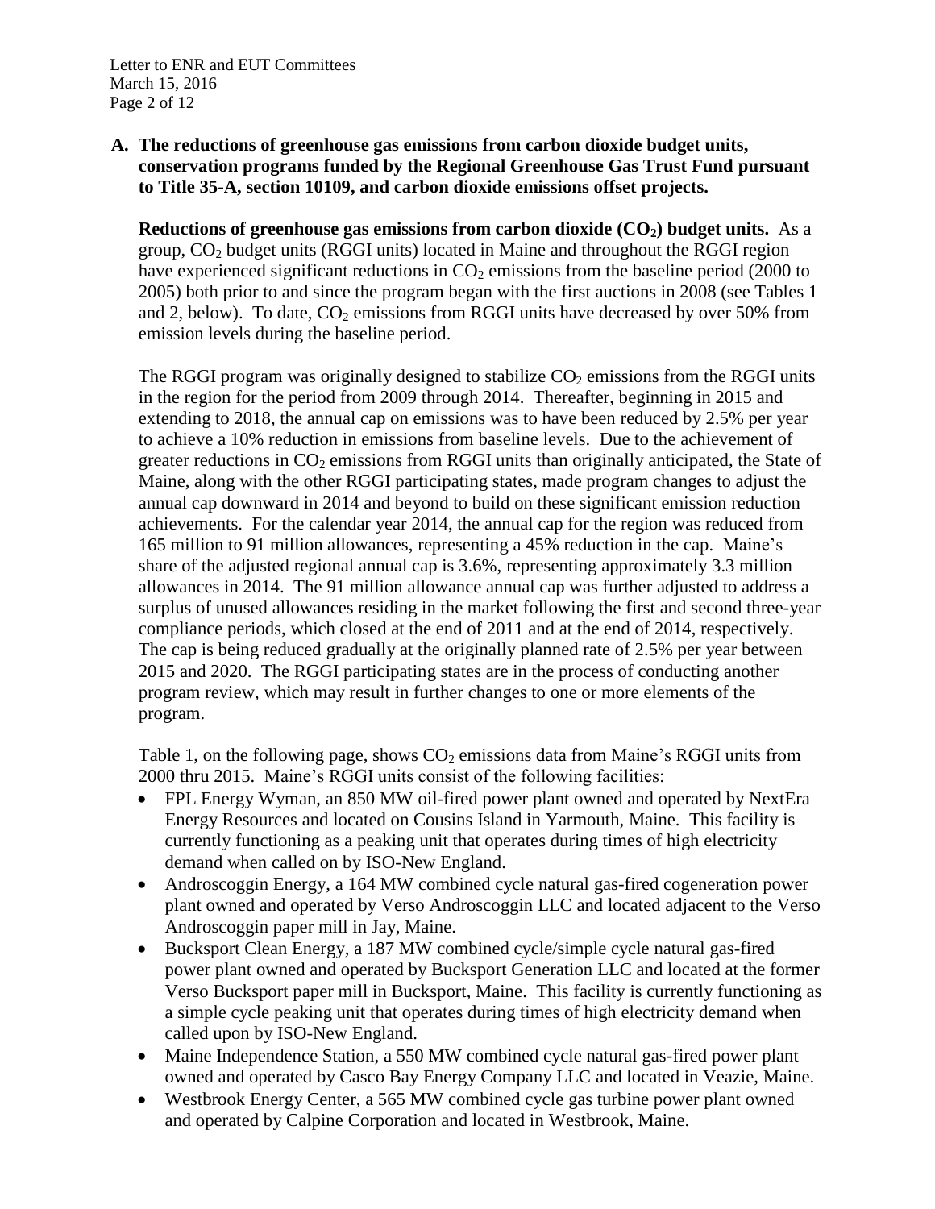**A. The reductions of greenhouse gas emissions from carbon dioxide budget units, conservation programs funded by the Regional Greenhouse Gas Trust Fund pursuant to Title 35-A, section 10109, and carbon dioxide emissions offset projects.**

**Reductions of greenhouse gas emissions from carbon dioxide ($CO_2$) budget units.** As a group, $CO_2$ budget units (RGGI units) located in Maine and throughout the RGGI region have experienced significant reductions in $CO_2$ emissions from the baseline period (2000 to 2005) both prior to and since the program began with the first auctions in 2008 (see Tables 1 and 2, below). To date, $CO_2$ emissions from RGGI units have decreased by over 50% from emission levels during the baseline period.

The RGGI program was originally designed to stabilize $CO_2$ emissions from the RGGI units in the region for the period from 2009 through 2014. Thereafter, beginning in 2015 and extending to 2018, the annual cap on emissions was to have been reduced by 2.5% per year to achieve a 10% reduction in emissions from baseline levels. Due to the achievement of greater reductions in $CO_2$ emissions from RGGI units than originally anticipated, the State of Maine, along with the other RGGI participating states, made program changes to adjust the annual cap downward in 2014 and beyond to build on these significant emission reduction achievements. For the calendar year 2014, the annual cap for the region was reduced from 165 million to 91 million allowances, representing a 45% reduction in the cap. Maine's share of the adjusted regional annual cap is 3.6%, representing approximately 3.3 million allowances in 2014. The 91 million allowance annual cap was further adjusted to address a surplus of unused allowances residing in the market following the first and second three-year compliance periods, which closed at the end of 2011 and at the end of 2014, respectively. The cap is being reduced gradually at the originally planned rate of 2.5% per year between 2015 and 2020. The RGGI participating states are in the process of conducting another program review, which may result in further changes to one or more elements of the program.

Table 1, on the following page, shows $CO_2$ emissions data from Maine's RGGI units from 2000 thru 2015. Maine's RGGI units consist of the following facilities:

- FPL Energy Wyman, an 850 MW oil-fired power plant owned and operated by NextEra Energy Resources and located on Cousins Island in Yarmouth, Maine. This facility is currently functioning as a peaking unit that operates during times of high electricity demand when called on by ISO-New England.
- Androscoggin Energy, a 164 MW combined cycle natural gas-fired cogeneration power plant owned and operated by Verso Androscoggin LLC and located adjacent to the Verso Androscoggin paper mill in Jay, Maine.
- Bucksport Clean Energy, a 187 MW combined cycle/simple cycle natural gas-fired power plant owned and operated by Bucksport Generation LLC and located at the former Verso Bucksport paper mill in Bucksport, Maine. This facility is currently functioning as a simple cycle peaking unit that operates during times of high electricity demand when called upon by ISO-New England.
- Maine Independence Station, a 550 MW combined cycle natural gas-fired power plant owned and operated by Casco Bay Energy Company LLC and located in Veazie, Maine.
- Westbrook Energy Center, a 565 MW combined cycle gas turbine power plant owned and operated by Calpine Corporation and located in Westbrook, Maine.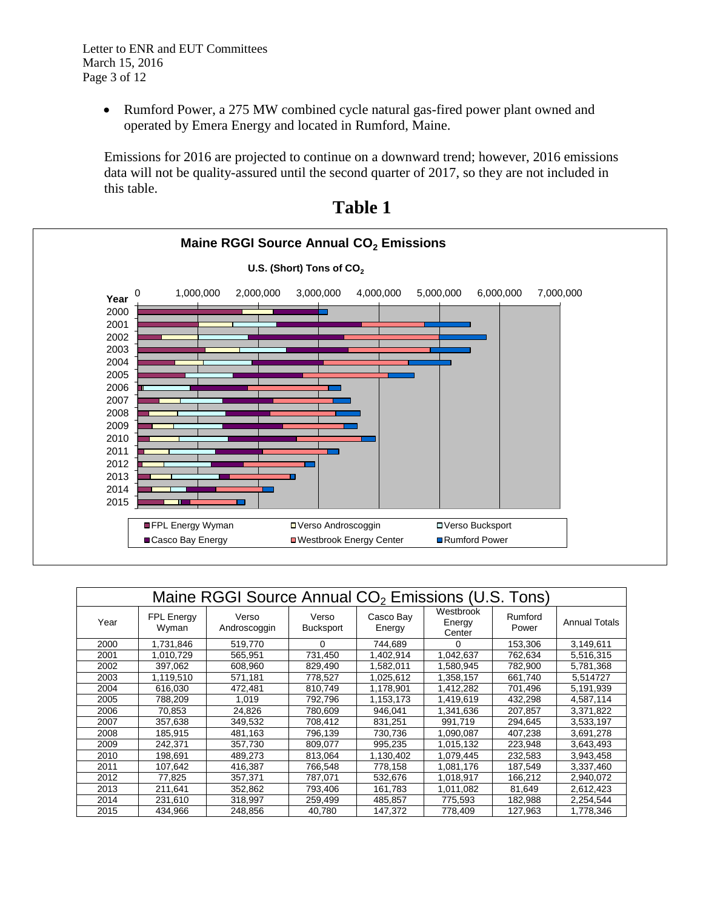- Rumford Power, a 275 MW combined cycle natural gas-fired power plant owned and operated by Emera Energy and located in Rumford, Maine.

Emissions for 2016 are projected to continue on a downward trend; however, 2016 emissions data will not be quality-assured until the second quarter of 2017, so they are not included in this table.

# Table 1

**Maine RGGI Source Annual $CO_2$ Emissions**

**U.S. (Short) Tons of $CO_2$**

| Year | FPL Energy Wyman | Verso Androscoggin | Verso Bucksport | Casco Bay Energy | Westbrook Energy Center | Rumford Power | Annual Totals |
|---|---|---|---|---|---|---|---|
| 2000 | 1,731,846 | 519,770 | 0 | 744,689 | 0 | 153,306 | 3,149,611 |
| 2001 | 1,010,729 | 565,951 | 731,450 | 1,402,914 | 1,042,637 | 762,634 | 5,516,315 |
| 2002 | 397,062 | 608,960 | 829,490 | 1,582,011 | 1,580,945 | 782,900 | 5,781,368 |
| 2003 | 1,119,510 | 571,181 | 778,527 | 1,025,612 | 1,358,157 | 661,740 | 5,514727 |
| 2004 | 616,030 | 472,481 | 810,749 | 1,178,901 | 1,412,282 | 701,496 | 5,191,939 |
| 2005 | 788,209 | 1,019 | 792,796 | 1,153,173 | 1,419,619 | 432,298 | 4,587,114 |
| 2006 | 70,853 | 24,826 | 780,609 | 946,041 | 1,341,636 | 207,857 | 3,371,822 |
| 2007 | 357,638 | 349,532 | 708,412 | 831,251 | 991,719 | 294,645 | 3,533,197 |
| 2008 | 185,915 | 481,163 | 796,139 | 730,736 | 1,090,087 | 407,238 | 3,691,278 |
| 2009 | 242,371 | 357,730 | 809,077 | 995,235 | 1,015,132 | 223,948 | 3,643,493 |
| 2010 | 198,691 | 489,273 | 813,064 | 1,130,402 | 1,079,445 | 232,583 | 3,943,458 |
| 2011 | 107,642 | 416,387 | 766,548 | 778,158 | 1,081,176 | 187,549 | 3,337,460 |
| 2012 | 77,825 | 357,371 | 787,071 | 532,676 | 1,018,917 | 166,212 | 2,940,072 |
| 2013 | 211,641 | 352,862 | 793,406 | 161,783 | 1,011,082 | 81,649 | 2,612,423 |
| 2014 | 231,610 | 318,997 | 259,499 | 485,857 | 775,593 | 182,988 | 2,254,544 |
| 2015 | 434,966 | 248,856 | 40,780 | 147,372 | 778,409 | 127,963 | 1,778,346 |

**Maine RGGI Source Annual $CO_2$ Emissions (U.S. Tons)**

| Year | FPL Energy Wyman | Verso Androscoggin | Verso Bucksport | Casco Bay Energy | Westbrook Energy Center | Rumford Power | Annual Totals |
|---|---|---|---|---|---|---|---|
| 2000 | 1,731,846 | 519,770 | 0 | 744,689 | 0 | 153,306 | 3,149,611 |
| 2001 | 1,010,729 | 565,951 | 731,450 | 1,402,914 | 1,042,637 | 762,634 | 5,516,315 |
| 2002 | 397,062 | 608,960 | 829,490 | 1,582,011 | 1,580,945 | 782,900 | 5,781,368 |
| 2003 | 1,119,510 | 571,181 | 778,527 | 1,025,612 | 1,358,157 | 661,740 | 5,514727 |
| 2004 | 616,030 | 472,481 | 810,749 | 1,178,901 | 1,412,282 | 701,496 | 5,191,939 |
| 2005 | 788,209 | 1,019 | 792,796 | 1,153,173 | 1,419,619 | 432,298 | 4,587,114 |
| 2006 | 70,853 | 24,826 | 780,609 | 946,041 | 1,341,636 | 207,857 | 3,371,822 |
| 2007 | 357,638 | 349,532 | 708,412 | 831,251 | 991,719 | 294,645 | 3,533,197 |
| 2008 | 185,915 | 481,163 | 796,139 | 730,736 | 1,090,087 | 407,238 | 3,691,278 |
| 2009 | 242,371 | 357,730 | 809,077 | 995,235 | 1,015,132 | 223,948 | 3,643,493 |
| 2010 | 198,691 | 489,273 | 813,064 | 1,130,402 | 1,079,445 | 232,583 | 3,943,458 |
| 2011 | 107,642 | 416,387 | 766,548 | 778,158 | 1,081,176 | 187,549 | 3,337,460 |
| 2012 | 77,825 | 357,371 | 787,071 | 532,676 | 1,018,917 | 166,212 | 2,940,072 |
| 2013 | 211,641 | 352,862 | 793,406 | 161,783 | 1,011,082 | 81,649 | 2,612,423 |
| 2014 | 231,610 | 318,997 | 259,499 | 485,857 | 775,593 | 182,988 | 2,254,544 |
| 2015 | 434,966 | 248,856 | 40,780 | 147,372 | 778,409 | 127,963 | 1,778,346 |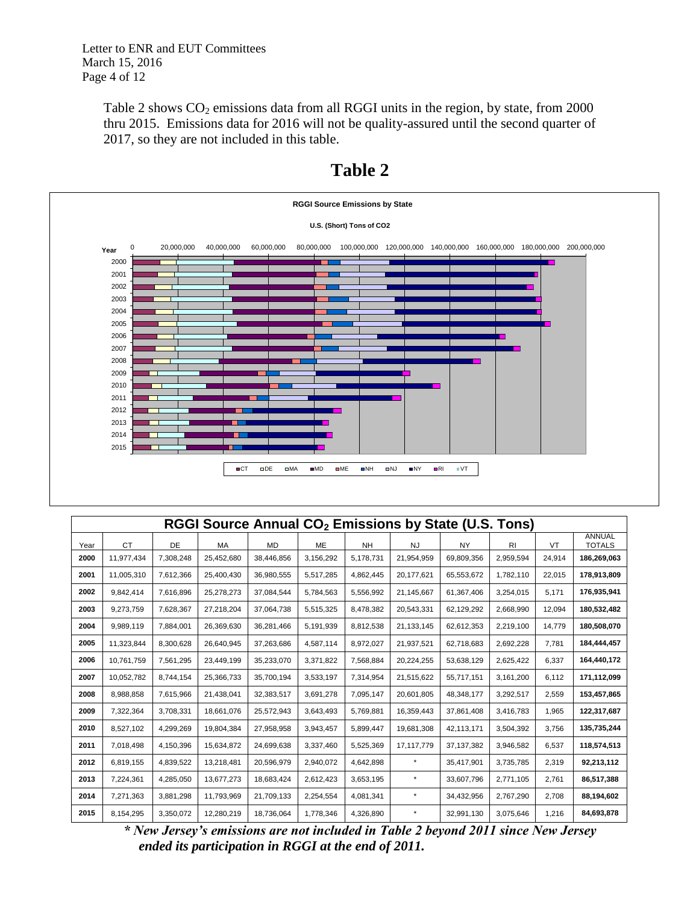Table 2 shows $CO_2$ emissions data from all RGGI units in the region, by state, from 2000 thru 2015. Emissions data for 2016 will not be quality-assured until the second quarter of 2017, so they are not included in this table.

# Table 2

**RGGI Source Emissions by State**

**U.S. (Short) Tons of CO2**

**RGGI Source Annual $CO_2$ Emissions by State (U.S. Tons)**

| Year | CT | DE | MA | MD | ME | NH | NJ | NY | RI | VT | ANNUAL TOTALS |
|---|---|---|---|---|---|---|---|---|---|---|---|
| **2000** | 11,977,434 | 7,308,248 | 25,452,680 | 38,446,856 | 3,156,292 | 5,178,731 | 21,954,959 | 69,809,356 | 2,959,594 | 24,914 | **186,269,063** |
| **2001** | 11,005,310 | 7,612,366 | 25,400,430 | 36,980,555 | 5,517,285 | 4,862,445 | 20,177,621 | 65,553,672 | 1,782,110 | 22,015 | **178,913,809** |
| **2002** | 9,842,414 | 7,616,896 | 25,278,273 | 37,084,544 | 5,784,563 | 5,556,992 | 21,145,667 | 61,367,406 | 3,254,015 | 5,171 | **176,935,941** |
| **2003** | 9,273,759 | 7,628,367 | 27,218,204 | 37,064,738 | 5,515,325 | 8,478,382 | 20,543,331 | 62,129,292 | 2,668,990 | 12,094 | **180,532,482** |
| **2004** | 9,989,119 | 7,884,001 | 26,369,630 | 36,281,466 | 5,191,939 | 8,812,538 | 21,133,145 | 62,612,353 | 2,219,100 | 14,779 | **180,508,070** |
| **2005** | 11,323,844 | 8,300,628 | 26,640,945 | 37,263,686 | 4,587,114 | 8,972,027 | 21,937,521 | 62,718,683 | 2,692,228 | 7,781 | **184,444,457** |
| **2006** | 10,761,759 | 7,561,295 | 23,449,199 | 35,233,070 | 3,371,822 | 7,568,884 | 20,224,255 | 53,638,129 | 2,625,422 | 6,337 | **164,440,172** |
| **2007** | 10,052,782 | 8,744,154 | 25,366,733 | 35,700,194 | 3,533,197 | 7,314,954 | 21,515,622 | 55,717,151 | 3,161,200 | 6,112 | **171,112,099** |
| **2008** | 8,988,858 | 7,615,966 | 21,438,041 | 32,383,517 | 3,691,278 | 7,095,147 | 20,601,805 | 48,348,177 | 3,292,517 | 2,559 | **153,457,865** |
| **2009** | 7,322,364 | 3,708,331 | 18,661,076 | 25,572,943 | 3,643,493 | 5,769,881 | 16,359,443 | 37,861,408 | 3,416,783 | 1,965 | **122,317,687** |
| **2010** | 8,527,102 | 4,299,269 | 19,804,384 | 27,958,958 | 3,943,457 | 5,899,447 | 19,681,308 | 42,113,171 | 3,504,392 | 3,756 | **135,735,244** |
| **2011** | 7,018,498 | 4,150,396 | 15,634,872 | 24,699,638 | 3,337,460 | 5,525,369 | 17,117,779 | 37,137,382 | 3,946,582 | 6,537 | **118,574,513** |
| **2012** | 6,819,155 | 4,839,522 | 13,218,481 | 20,596,979 | 2,940,072 | 4,642,898 | * | 35,417,901 | 3,735,785 | 2,319 | **92,213,112** |
| **2013** | 7,224,361 | 4,285,050 | 13,677,273 | 18,683,424 | 2,612,423 | 3,653,195 | * | 33,607,796 | 2,771,105 | 2,761 | **86,517,388** |
| **2014** | 7,271,363 | 3,881,298 | 11,793,969 | 21,709,133 | 2,254,554 | 4,081,341 | * | 34,432,956 | 2,767,290 | 2,708 | **88,194,602** |
| **2015** | 8,154,295 | 3,350,072 | 12,280,219 | 18,736,064 | 1,778,346 | 4,326,890 | * | 32,991,130 | 3,075,646 | 1,216 | **84,693,878** |

***\* New Jersey's emissions are not included in Table 2 beyond 2011 since New Jersey ended its participation in RGGI at the end of 2011.***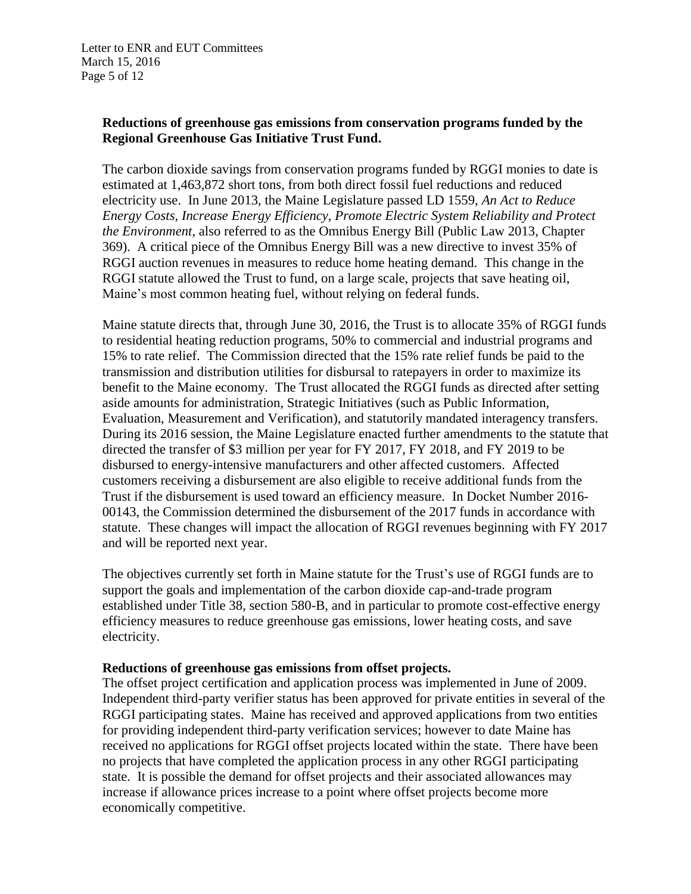**Reductions of greenhouse gas emissions from conservation programs funded by the Regional Greenhouse Gas Initiative Trust Fund.**

The carbon dioxide savings from conservation programs funded by RGGI monies to date is estimated at 1,463,872 short tons, from both direct fossil fuel reductions and reduced electricity use. In June 2013, the Maine Legislature passed LD 1559, *An Act to Reduce Energy Costs, Increase Energy Efficiency, Promote Electric System Reliability and Protect the Environment*, also referred to as the Omnibus Energy Bill (Public Law 2013, Chapter 369). A critical piece of the Omnibus Energy Bill was a new directive to invest 35% of RGGI auction revenues in measures to reduce home heating demand. This change in the RGGI statute allowed the Trust to fund, on a large scale, projects that save heating oil, Maine's most common heating fuel, without relying on federal funds.

Maine statute directs that, through June 30, 2016, the Trust is to allocate 35% of RGGI funds to residential heating reduction programs, 50% to commercial and industrial programs and 15% to rate relief. The Commission directed that the 15% rate relief funds be paid to the transmission and distribution utilities for disbursal to ratepayers in order to maximize its benefit to the Maine economy. The Trust allocated the RGGI funds as directed after setting aside amounts for administration, Strategic Initiatives (such as Public Information, Evaluation, Measurement and Verification), and statutorily mandated interagency transfers. During its 2016 session, the Maine Legislature enacted further amendments to the statute that directed the transfer of $3 million per year for FY 2017, FY 2018, and FY 2019 to be disbursed to energy-intensive manufacturers and other affected customers. Affected customers receiving a disbursement are also eligible to receive additional funds from the Trust if the disbursement is used toward an efficiency measure. In Docket Number 2016-00143, the Commission determined the disbursement of the 2017 funds in accordance with statute. These changes will impact the allocation of RGGI revenues beginning with FY 2017 and will be reported next year.

The objectives currently set forth in Maine statute for the Trust's use of RGGI funds are to support the goals and implementation of the carbon dioxide cap-and-trade program established under Title 38, section 580-B, and in particular to promote cost-effective energy efficiency measures to reduce greenhouse gas emissions, lower heating costs, and save electricity.

**Reductions of greenhouse gas emissions from offset projects.**

The offset project certification and application process was implemented in June of 2009. Independent third-party verifier status has been approved for private entities in several of the RGGI participating states. Maine has received and approved applications from two entities for providing independent third-party verification services; however to date Maine has received no applications for RGGI offset projects located within the state. There have been no projects that have completed the application process in any other RGGI participating state. It is possible the demand for offset projects and their associated allowances may increase if allowance prices increase to a point where offset projects become more economically competitive.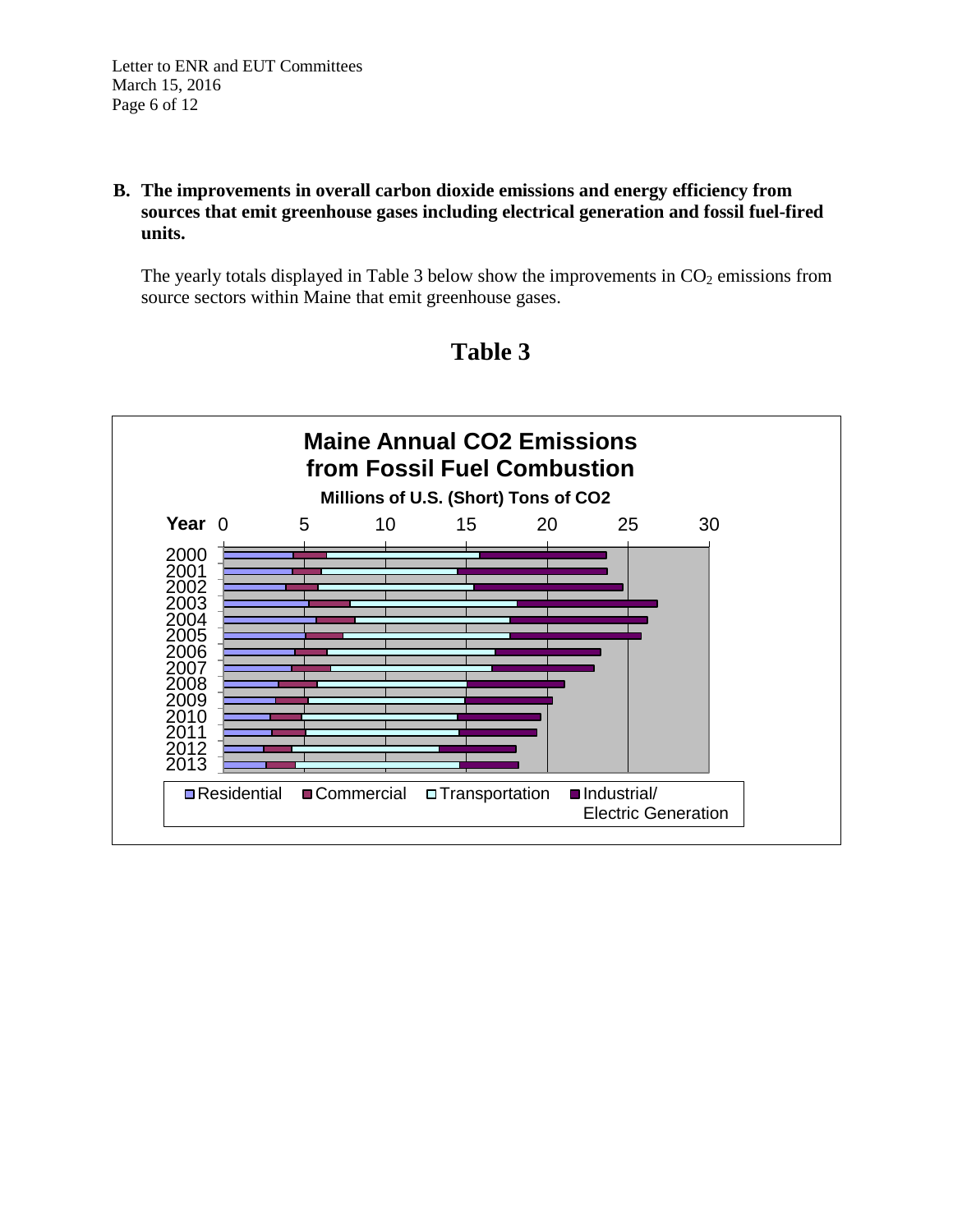**B. The improvements in overall carbon dioxide emissions and energy efficiency from sources that emit greenhouse gases including electrical generation and fossil fuel-fired units.**

The yearly totals displayed in Table 3 below show the improvements in $CO_2$ emissions from source sectors within Maine that emit greenhouse gases.

## Table 3

**Maine Annual CO2 Emissions from Fossil Fuel Combustion**

**Millions of U.S. (Short) Tons of CO2**

Year: 2000, 2001, 2002, 2003, 2004, 2005, 2006, 2007, 2008, 2009, 2010, 2011, 2012, 2013

Axis: 0, 5, 10, 15, 20, 25, 30

Residential | Commercial | Transportation | Industrial/Electric Generation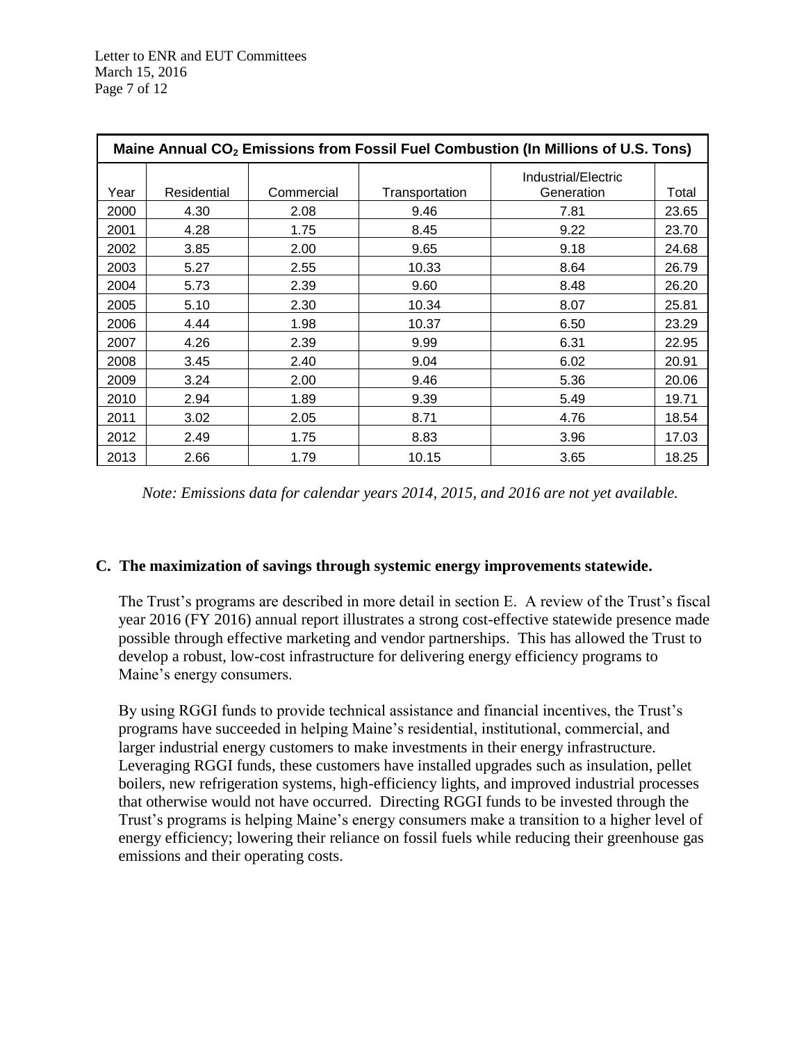| Maine Annual $CO_2$ Emissions from Fossil Fuel Combustion (In Millions of U.S. Tons) | | | | | |
|---|---|---|---|---|---|
| Year | Residential | Commercial | Transportation | Industrial/Electric Generation | Total |
| 2000 | 4.30 | 2.08 | 9.46 | 7.81 | 23.65 |
| 2001 | 4.28 | 1.75 | 8.45 | 9.22 | 23.70 |
| 2002 | 3.85 | 2.00 | 9.65 | 9.18 | 24.68 |
| 2003 | 5.27 | 2.55 | 10.33 | 8.64 | 26.79 |
| 2004 | 5.73 | 2.39 | 9.60 | 8.48 | 26.20 |
| 2005 | 5.10 | 2.30 | 10.34 | 8.07 | 25.81 |
| 2006 | 4.44 | 1.98 | 10.37 | 6.50 | 23.29 |
| 2007 | 4.26 | 2.39 | 9.99 | 6.31 | 22.95 |
| 2008 | 3.45 | 2.40 | 9.04 | 6.02 | 20.91 |
| 2009 | 3.24 | 2.00 | 9.46 | 5.36 | 20.06 |
| 2010 | 2.94 | 1.89 | 9.39 | 5.49 | 19.71 |
| 2011 | 3.02 | 2.05 | 8.71 | 4.76 | 18.54 |
| 2012 | 2.49 | 1.75 | 8.83 | 3.96 | 17.03 |
| 2013 | 2.66 | 1.79 | 10.15 | 3.65 | 18.25 |

*Note: Emissions data for calendar years 2014, 2015, and 2016 are not yet available.*

**C. The maximization of savings through systemic energy improvements statewide.**

The Trust's programs are described in more detail in section E. A review of the Trust's fiscal year 2016 (FY 2016) annual report illustrates a strong cost-effective statewide presence made possible through effective marketing and vendor partnerships. This has allowed the Trust to develop a robust, low-cost infrastructure for delivering energy efficiency programs to Maine's energy consumers.

By using RGGI funds to provide technical assistance and financial incentives, the Trust's programs have succeeded in helping Maine's residential, institutional, commercial, and larger industrial energy customers to make investments in their energy infrastructure. Leveraging RGGI funds, these customers have installed upgrades such as insulation, pellet boilers, new refrigeration systems, high-efficiency lights, and improved industrial processes that otherwise would not have occurred. Directing RGGI funds to be invested through the Trust's programs is helping Maine's energy consumers make a transition to a higher level of energy efficiency; lowering their reliance on fossil fuels while reducing their greenhouse gas emissions and their operating costs.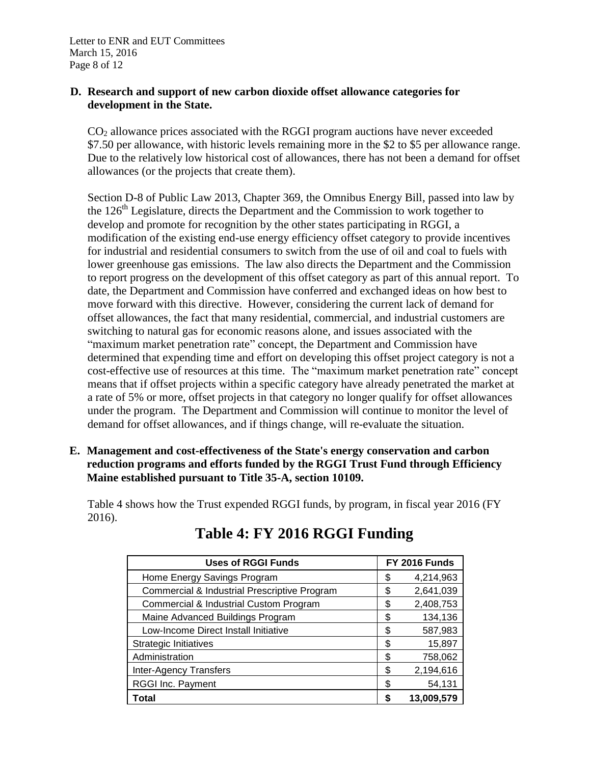### D. Research and support of new carbon dioxide offset allowance categories for development in the State.

$CO_2$ allowance prices associated with the RGGI program auctions have never exceeded \$7.50 per allowance, with historic levels remaining more in the \$2 to \$5 per allowance range. Due to the relatively low historical cost of allowances, there has not been a demand for offset allowances (or the projects that create them).

Section D-8 of Public Law 2013, Chapter 369, the Omnibus Energy Bill, passed into law by the 126th Legislature, directs the Department and the Commission to work together to develop and promote for recognition by the other states participating in RGGI, a modification of the existing end-use energy efficiency offset category to provide incentives for industrial and residential consumers to switch from the use of oil and coal to fuels with lower greenhouse gas emissions. The law also directs the Department and the Commission to report progress on the development of this offset category as part of this annual report. To date, the Department and Commission have conferred and exchanged ideas on how best to move forward with this directive. However, considering the current lack of demand for offset allowances, the fact that many residential, commercial, and industrial customers are switching to natural gas for economic reasons alone, and issues associated with the "maximum market penetration rate" concept, the Department and Commission have determined that expending time and effort on developing this offset project category is not a cost-effective use of resources at this time. The "maximum market penetration rate" concept means that if offset projects within a specific category have already penetrated the market at a rate of 5% or more, offset projects in that category no longer qualify for offset allowances under the program. The Department and Commission will continue to monitor the level of demand for offset allowances, and if things change, will re-evaluate the situation.

### E. Management and cost-effectiveness of the State's energy conservation and carbon reduction programs and efforts funded by the RGGI Trust Fund through Efficiency Maine established pursuant to Title 35-A, section 10109.

Table 4 shows how the Trust expended RGGI funds, by program, in fiscal year 2016 (FY 2016).

## Table 4: FY 2016 RGGI Funding

| Uses of RGGI Funds | FY 2016 Funds |
|---|---|
| Home Energy Savings Program | \$ 4,214,963 |
| Commercial & Industrial Prescriptive Program | \$ 2,641,039 |
| Commercial & Industrial Custom Program | \$ 2,408,753 |
| Maine Advanced Buildings Program | \$ 134,136 |
| Low-Income Direct Install Initiative | \$ 587,983 |
| Strategic Initiatives | \$ 15,897 |
| Administration | \$ 758,062 |
| Inter-Agency Transfers | \$ 2,194,616 |
| RGGI Inc. Payment | \$ 54,131 |
| **Total** | **\$ 13,009,579** |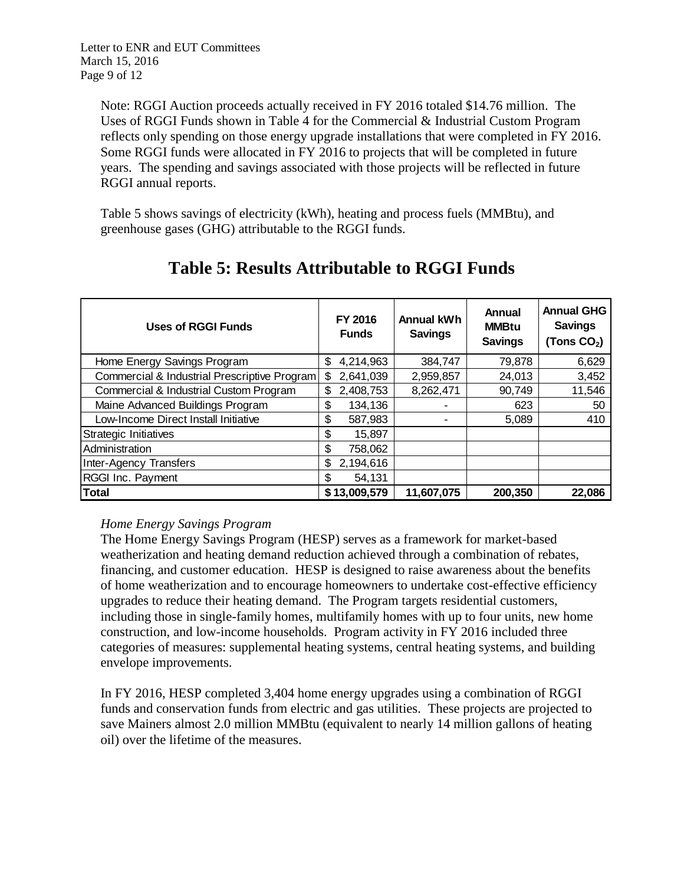Note: RGGI Auction proceeds actually received in FY 2016 totaled $14.76 million. The Uses of RGGI Funds shown in Table 4 for the Commercial & Industrial Custom Program reflects only spending on those energy upgrade installations that were completed in FY 2016. Some RGGI funds were allocated in FY 2016 to projects that will be completed in future years. The spending and savings associated with those projects will be reflected in future RGGI annual reports.

Table 5 shows savings of electricity (kWh), heating and process fuels (MMBtu), and greenhouse gases (GHG) attributable to the RGGI funds.

## Table 5: Results Attributable to RGGI Funds

| Uses of RGGI Funds | FY 2016 Funds | Annual kWh Savings | Annual MMBtu Savings | Annual GHG Savings (Tons $CO_2$) |
|---|---|---|---|---|
| Home Energy Savings Program | $ 4,214,963 | 384,747 | 79,878 | 6,629 |
| Commercial & Industrial Prescriptive Program | $ 2,641,039 | 2,959,857 | 24,013 | 3,452 |
| Commercial & Industrial Custom Program | $ 2,408,753 | 8,262,471 | 90,749 | 11,546 |
| Maine Advanced Buildings Program | $ 134,136 | - | 623 | 50 |
| Low-Income Direct Install Initiative | $ 587,983 | - | 5,089 | 410 |
| Strategic Initiatives | $ 15,897 | | | |
| Administration | $ 758,062 | | | |
| Inter-Agency Transfers | $ 2,194,616 | | | |
| RGGI Inc. Payment | $ 54,131 | | | |
| **Total** | **$ 13,009,579** | **11,607,075** | **200,350** | **22,086** |

*Home Energy Savings Program*

The Home Energy Savings Program (HESP) serves as a framework for market-based weatherization and heating demand reduction achieved through a combination of rebates, financing, and customer education. HESP is designed to raise awareness about the benefits of home weatherization and to encourage homeowners to undertake cost-effective efficiency upgrades to reduce their heating demand. The Program targets residential customers, including those in single-family homes, multifamily homes with up to four units, new home construction, and low-income households. Program activity in FY 2016 included three categories of measures: supplemental heating systems, central heating systems, and building envelope improvements.

In FY 2016, HESP completed 3,404 home energy upgrades using a combination of RGGI funds and conservation funds from electric and gas utilities. These projects are projected to save Mainers almost 2.0 million MMBtu (equivalent to nearly 14 million gallons of heating oil) over the lifetime of the measures.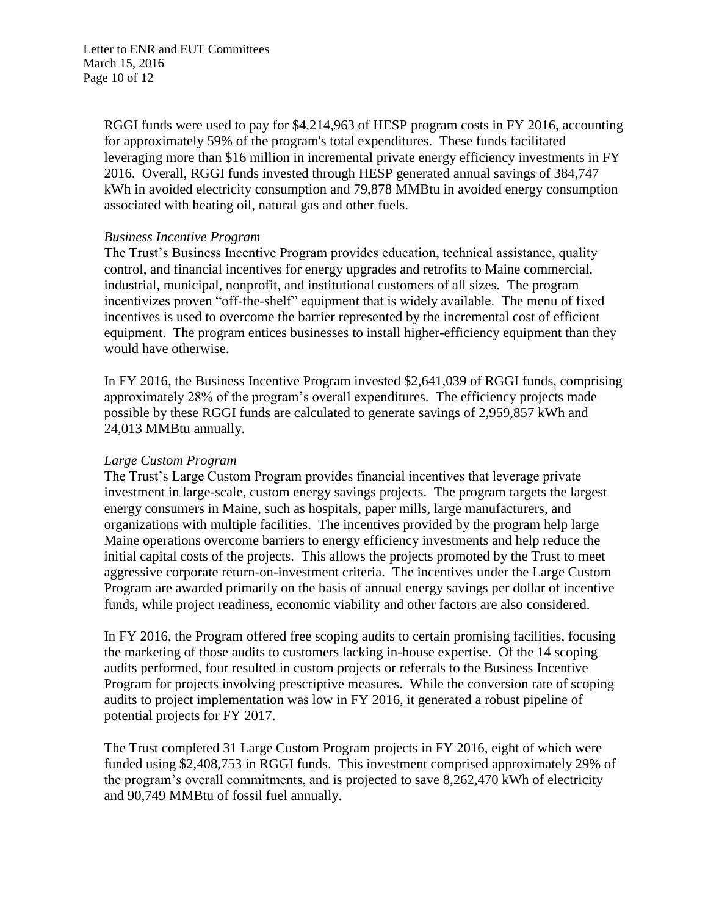RGGI funds were used to pay for $4,214,963 of HESP program costs in FY 2016, accounting for approximately 59% of the program's total expenditures. These funds facilitated leveraging more than $16 million in incremental private energy efficiency investments in FY 2016. Overall, RGGI funds invested through HESP generated annual savings of 384,747 kWh in avoided electricity consumption and 79,878 MMBtu in avoided energy consumption associated with heating oil, natural gas and other fuels.

*Business Incentive Program*

The Trust's Business Incentive Program provides education, technical assistance, quality control, and financial incentives for energy upgrades and retrofits to Maine commercial, industrial, municipal, nonprofit, and institutional customers of all sizes. The program incentivizes proven "off-the-shelf" equipment that is widely available. The menu of fixed incentives is used to overcome the barrier represented by the incremental cost of efficient equipment. The program entices businesses to install higher-efficiency equipment than they would have otherwise.

In FY 2016, the Business Incentive Program invested $2,641,039 of RGGI funds, comprising approximately 28% of the program's overall expenditures. The efficiency projects made possible by these RGGI funds are calculated to generate savings of 2,959,857 kWh and 24,013 MMBtu annually.

*Large Custom Program*

The Trust's Large Custom Program provides financial incentives that leverage private investment in large-scale, custom energy savings projects. The program targets the largest energy consumers in Maine, such as hospitals, paper mills, large manufacturers, and organizations with multiple facilities. The incentives provided by the program help large Maine operations overcome barriers to energy efficiency investments and help reduce the initial capital costs of the projects. This allows the projects promoted by the Trust to meet aggressive corporate return-on-investment criteria. The incentives under the Large Custom Program are awarded primarily on the basis of annual energy savings per dollar of incentive funds, while project readiness, economic viability and other factors are also considered.

In FY 2016, the Program offered free scoping audits to certain promising facilities, focusing the marketing of those audits to customers lacking in-house expertise. Of the 14 scoping audits performed, four resulted in custom projects or referrals to the Business Incentive Program for projects involving prescriptive measures. While the conversion rate of scoping audits to project implementation was low in FY 2016, it generated a robust pipeline of potential projects for FY 2017.

The Trust completed 31 Large Custom Program projects in FY 2016, eight of which were funded using $2,408,753 in RGGI funds. This investment comprised approximately 29% of the program's overall commitments, and is projected to save 8,262,470 kWh of electricity and 90,749 MMBtu of fossil fuel annually.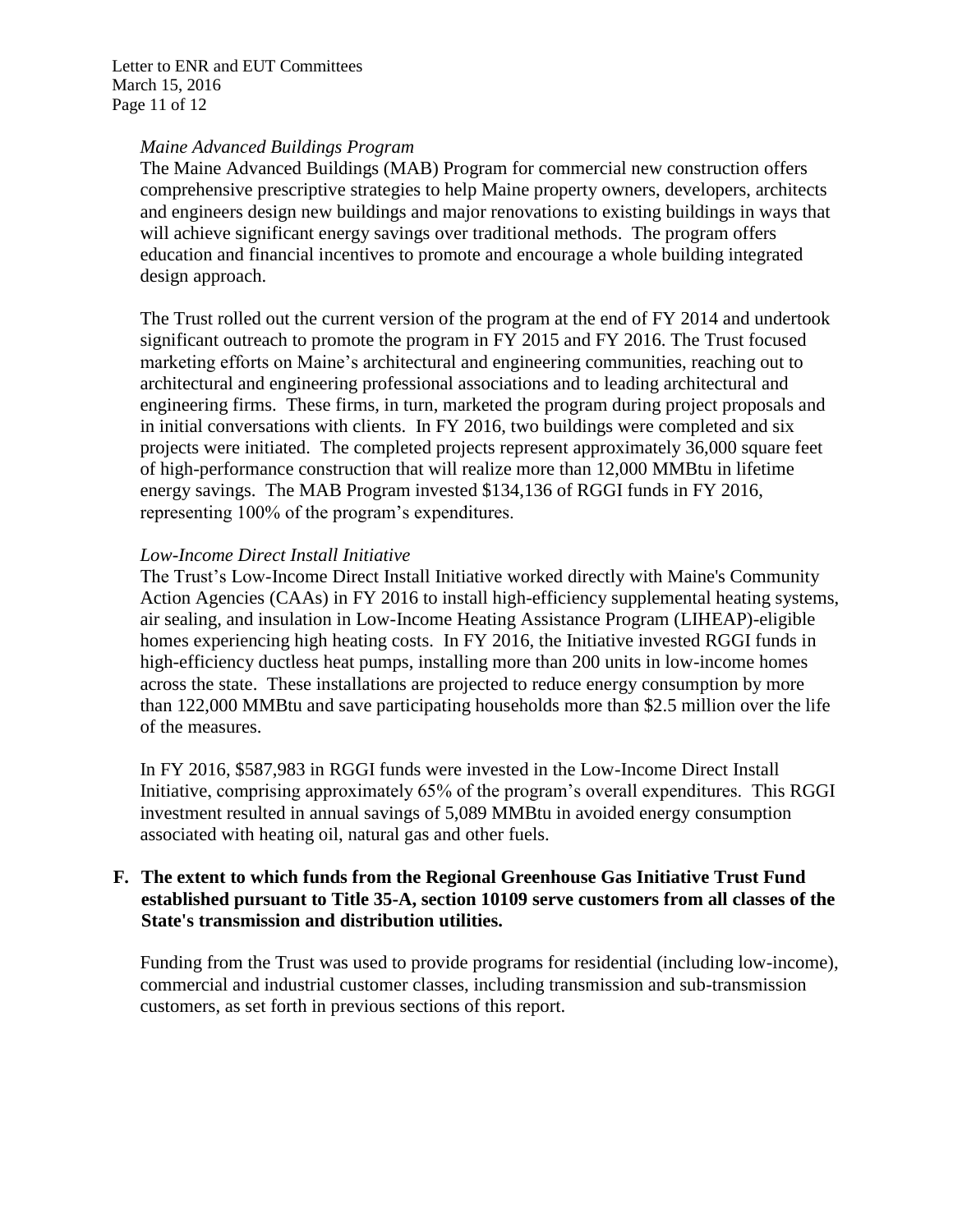*Maine Advanced Buildings Program*

The Maine Advanced Buildings (MAB) Program for commercial new construction offers comprehensive prescriptive strategies to help Maine property owners, developers, architects and engineers design new buildings and major renovations to existing buildings in ways that will achieve significant energy savings over traditional methods. The program offers education and financial incentives to promote and encourage a whole building integrated design approach.

The Trust rolled out the current version of the program at the end of FY 2014 and undertook significant outreach to promote the program in FY 2015 and FY 2016. The Trust focused marketing efforts on Maine's architectural and engineering communities, reaching out to architectural and engineering professional associations and to leading architectural and engineering firms. These firms, in turn, marketed the program during project proposals and in initial conversations with clients. In FY 2016, two buildings were completed and six projects were initiated. The completed projects represent approximately 36,000 square feet of high-performance construction that will realize more than 12,000 MMBtu in lifetime energy savings. The MAB Program invested $134,136 of RGGI funds in FY 2016, representing 100% of the program's expenditures.

*Low-Income Direct Install Initiative*

The Trust's Low-Income Direct Install Initiative worked directly with Maine's Community Action Agencies (CAAs) in FY 2016 to install high-efficiency supplemental heating systems, air sealing, and insulation in Low-Income Heating Assistance Program (LIHEAP)-eligible homes experiencing high heating costs. In FY 2016, the Initiative invested RGGI funds in high-efficiency ductless heat pumps, installing more than 200 units in low-income homes across the state. These installations are projected to reduce energy consumption by more than 122,000 MMBtu and save participating households more than $2.5 million over the life of the measures.

In FY 2016, $587,983 in RGGI funds were invested in the Low-Income Direct Install Initiative, comprising approximately 65% of the program's overall expenditures. This RGGI investment resulted in annual savings of 5,089 MMBtu in avoided energy consumption associated with heating oil, natural gas and other fuels.

**F. The extent to which funds from the Regional Greenhouse Gas Initiative Trust Fund established pursuant to Title 35-A, section 10109 serve customers from all classes of the State's transmission and distribution utilities.**

Funding from the Trust was used to provide programs for residential (including low-income), commercial and industrial customer classes, including transmission and sub-transmission customers, as set forth in previous sections of this report.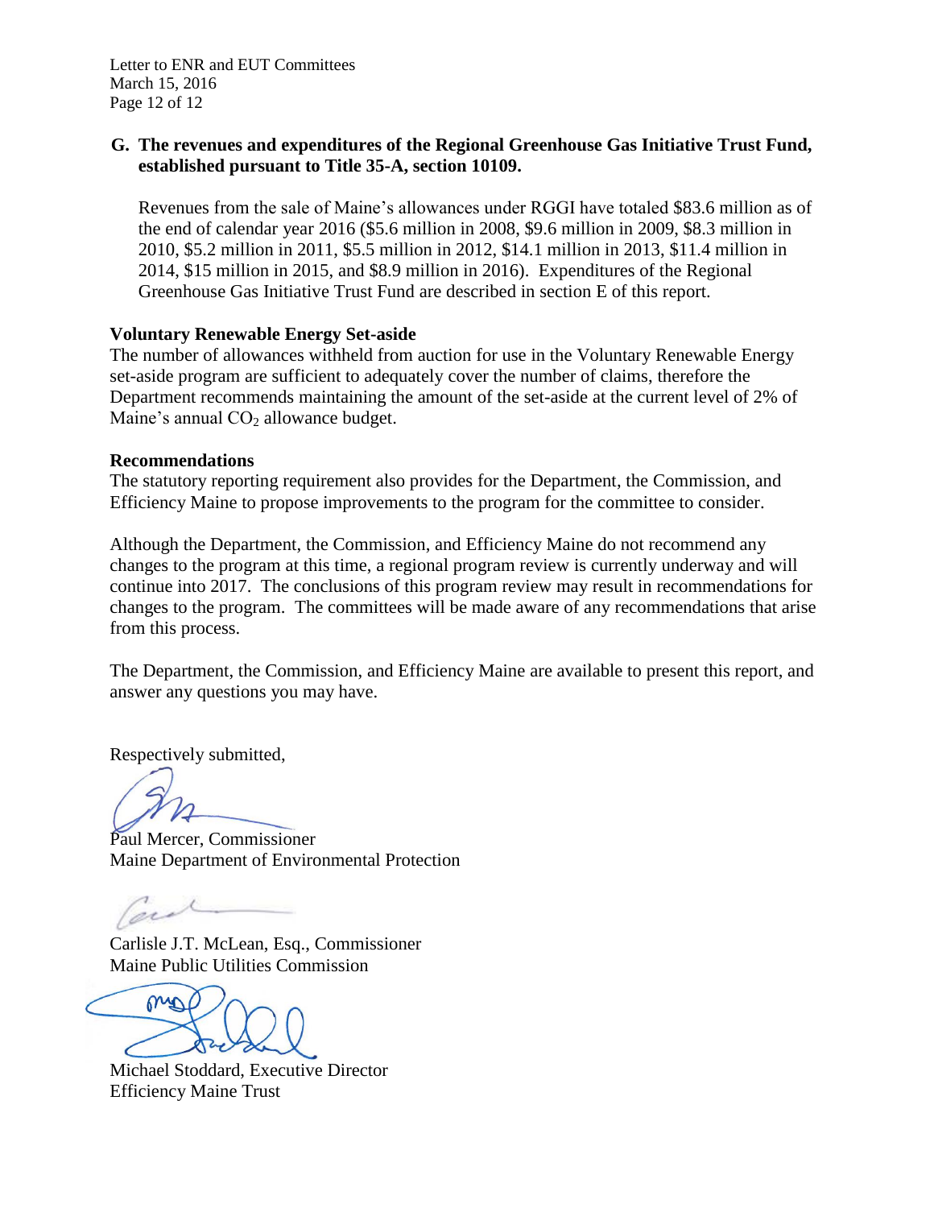**G. The revenues and expenditures of the Regional Greenhouse Gas Initiative Trust Fund, established pursuant to Title 35-A, section 10109.**

Revenues from the sale of Maine's allowances under RGGI have totaled \$83.6 million as of the end of calendar year 2016 (\$5.6 million in 2008, \$9.6 million in 2009, \$8.3 million in 2010, \$5.2 million in 2011, \$5.5 million in 2012, \$14.1 million in 2013, \$11.4 million in 2014, \$15 million in 2015, and \$8.9 million in 2016). Expenditures of the Regional Greenhouse Gas Initiative Trust Fund are described in section E of this report.

**Voluntary Renewable Energy Set-aside**

The number of allowances withheld from auction for use in the Voluntary Renewable Energy set-aside program are sufficient to adequately cover the number of claims, therefore the Department recommends maintaining the amount of the set-aside at the current level of 2% of Maine's annual $CO_2$ allowance budget.

**Recommendations**

The statutory reporting requirement also provides for the Department, the Commission, and Efficiency Maine to propose improvements to the program for the committee to consider.

Although the Department, the Commission, and Efficiency Maine do not recommend any changes to the program at this time, a regional program review is currently underway and will continue into 2017. The conclusions of this program review may result in recommendations for changes to the program. The committees will be made aware of any recommendations that arise from this process.

The Department, the Commission, and Efficiency Maine are available to present this report, and answer any questions you may have.

Respectively submitted,

Paul Mercer, Commissioner
Maine Department of Environmental Protection

Carlisle J.T. McLean, Esq., Commissioner
Maine Public Utilities Commission

Michael Stoddard, Executive Director
Efficiency Maine Trust